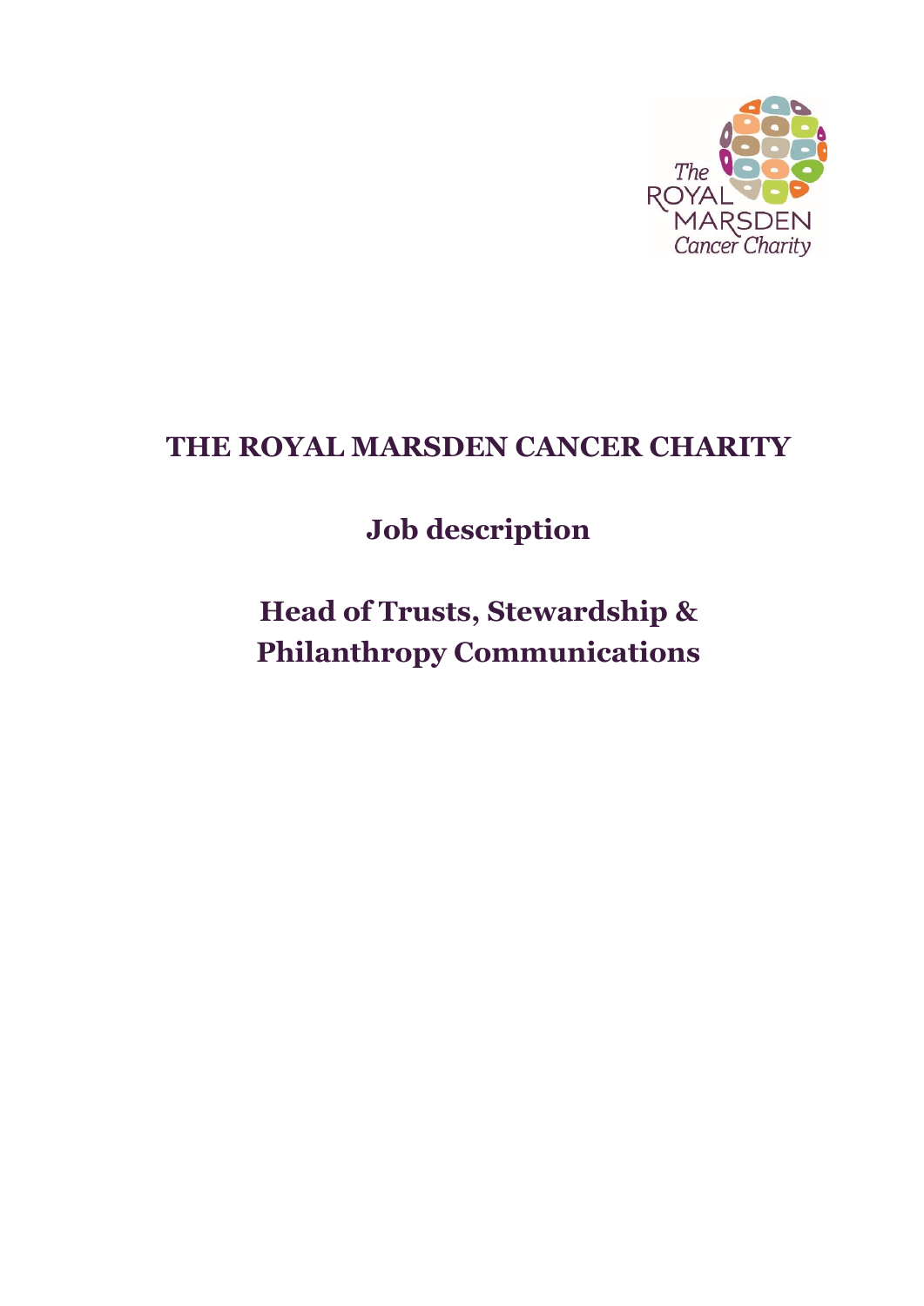# THE ROYAL MARSDEN CANCER CHARITY

## Job description

## Head of Trusts, Stewardship & Philanthropy Communications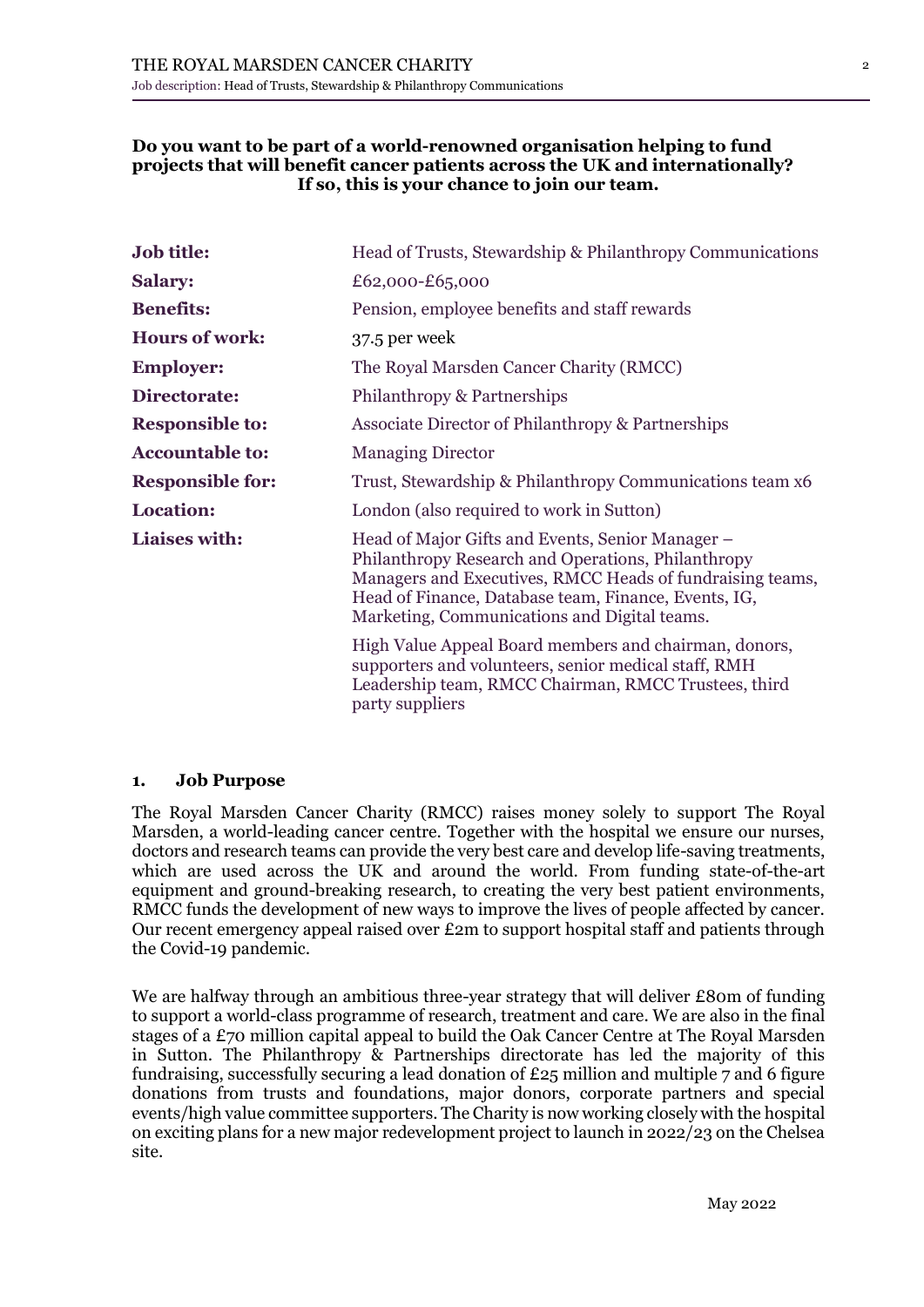**Do you want to be part of a world-renowned organisation helping to fund projects that will benefit cancer patients across the UK and internationally? If so, this is your chance to join our team.**

| | |
|---|---|
| **Job title:** | Head of Trusts, Stewardship & Philanthropy Communications |
| **Salary:** | £62,000-£65,000 |
| **Benefits:** | Pension, employee benefits and staff rewards |
| **Hours of work:** | 37.5 per week |
| **Employer:** | The Royal Marsden Cancer Charity (RMCC) |
| **Directorate:** | Philanthropy & Partnerships |
| **Responsible to:** | Associate Director of Philanthropy & Partnerships |
| **Accountable to:** | Managing Director |
| **Responsible for:** | Trust, Stewardship & Philanthropy Communications team x6 |
| **Location:** | London (also required to work in Sutton) |
| **Liaises with:** | Head of Major Gifts and Events, Senior Manager – Philanthropy Research and Operations, Philanthropy Managers and Executives, RMCC Heads of fundraising teams, Head of Finance, Database team, Finance, Events, IG, Marketing, Communications and Digital teams. <br><br> High Value Appeal Board members and chairman, donors, supporters and volunteers, senior medical staff, RMH Leadership team, RMCC Chairman, RMCC Trustees, third party suppliers |

## 1. Job Purpose

The Royal Marsden Cancer Charity (RMCC) raises money solely to support The Royal Marsden, a world-leading cancer centre. Together with the hospital we ensure our nurses, doctors and research teams can provide the very best care and develop life-saving treatments, which are used across the UK and around the world. From funding state-of-the-art equipment and ground-breaking research, to creating the very best patient environments, RMCC funds the development of new ways to improve the lives of people affected by cancer. Our recent emergency appeal raised over £2m to support hospital staff and patients through the Covid-19 pandemic.

We are halfway through an ambitious three-year strategy that will deliver £80m of funding to support a world-class programme of research, treatment and care. We are also in the final stages of a £70 million capital appeal to build the Oak Cancer Centre at The Royal Marsden in Sutton. The Philanthropy & Partnerships directorate has led the majority of this fundraising, successfully securing a lead donation of £25 million and multiple 7 and 6 figure donations from trusts and foundations, major donors, corporate partners and special events/high value committee supporters. The Charity is now working closely with the hospital on exciting plans for a new major redevelopment project to launch in 2022/23 on the Chelsea site.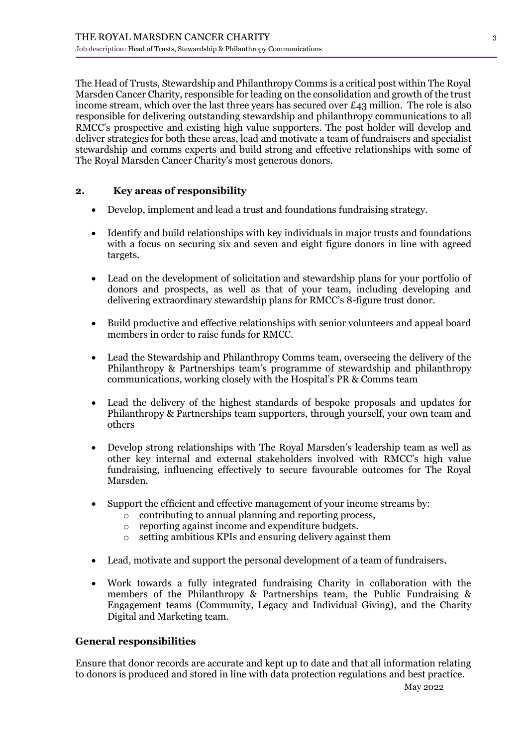The Head of Trusts, Stewardship and Philanthropy Comms is a critical post within The Royal Marsden Cancer Charity, responsible for leading on the consolidation and growth of the trust income stream, which over the last three years has secured over £43 million. The role is also responsible for delivering outstanding stewardship and philanthropy communications to all RMCC's prospective and existing high value supporters. The post holder will develop and deliver strategies for both these areas, lead and motivate a team of fundraisers and specialist stewardship and comms experts and build strong and effective relationships with some of The Royal Marsden Cancer Charity's most generous donors.

## 2. Key areas of responsibility

- Develop, implement and lead a trust and foundations fundraising strategy.
- Identify and build relationships with key individuals in major trusts and foundations with a focus on securing six and seven and eight figure donors in line with agreed targets.
- Lead on the development of solicitation and stewardship plans for your portfolio of donors and prospects, as well as that of your team, including developing and delivering extraordinary stewardship plans for RMCC's 8-figure trust donor.
- Build productive and effective relationships with senior volunteers and appeal board members in order to raise funds for RMCC.
- Lead the Stewardship and Philanthropy Comms team, overseeing the delivery of the Philanthropy & Partnerships team's programme of stewardship and philanthropy communications, working closely with the Hospital's PR & Comms team
- Lead the delivery of the highest standards of bespoke proposals and updates for Philanthropy & Partnerships team supporters, through yourself, your own team and others
- Develop strong relationships with The Royal Marsden's leadership team as well as other key internal and external stakeholders involved with RMCC's high value fundraising, influencing effectively to secure favourable outcomes for The Royal Marsden.
- Support the efficient and effective management of your income streams by:
  - contributing to annual planning and reporting process,
  - reporting against income and expenditure budgets.
  - setting ambitious KPIs and ensuring delivery against them
- Lead, motivate and support the personal development of a team of fundraisers.
- Work towards a fully integrated fundraising Charity in collaboration with the members of the Philanthropy & Partnerships team, the Public Fundraising & Engagement teams (Community, Legacy and Individual Giving), and the Charity Digital and Marketing team.

### General responsibilities

Ensure that donor records are accurate and kept up to date and that all information relating to donors is produced and stored in line with data protection regulations and best practice.

May 2022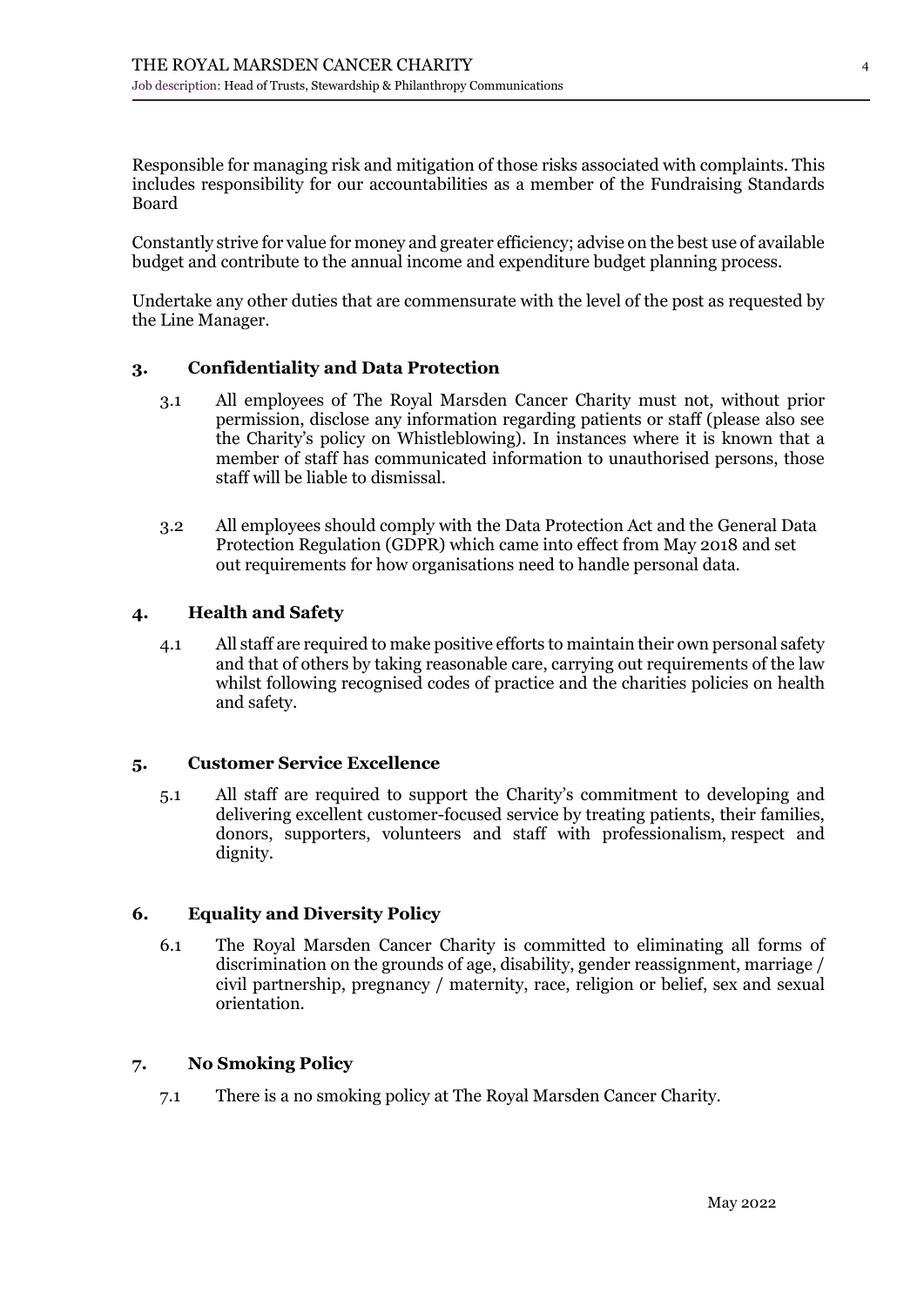Responsible for managing risk and mitigation of those risks associated with complaints. This includes responsibility for our accountabilities as a member of the Fundraising Standards Board

Constantly strive for value for money and greater efficiency; advise on the best use of available budget and contribute to the annual income and expenditure budget planning process.

Undertake any other duties that are commensurate with the level of the post as requested by the Line Manager.

## 3. Confidentiality and Data Protection

3.1 All employees of The Royal Marsden Cancer Charity must not, without prior permission, disclose any information regarding patients or staff (please also see the Charity's policy on Whistleblowing). In instances where it is known that a member of staff has communicated information to unauthorised persons, those staff will be liable to dismissal.

3.2 All employees should comply with the Data Protection Act and the General Data Protection Regulation (GDPR) which came into effect from May 2018 and set out requirements for how organisations need to handle personal data.

## 4. Health and Safety

4.1 All staff are required to make positive efforts to maintain their own personal safety and that of others by taking reasonable care, carrying out requirements of the law whilst following recognised codes of practice and the charities policies on health and safety.

## 5. Customer Service Excellence

5.1 All staff are required to support the Charity's commitment to developing and delivering excellent customer-focused service by treating patients, their families, donors, supporters, volunteers and staff with professionalism, respect and dignity.

## 6. Equality and Diversity Policy

6.1 The Royal Marsden Cancer Charity is committed to eliminating all forms of discrimination on the grounds of age, disability, gender reassignment, marriage / civil partnership, pregnancy / maternity, race, religion or belief, sex and sexual orientation.

## 7. No Smoking Policy

7.1 There is a no smoking policy at The Royal Marsden Cancer Charity.

May 2022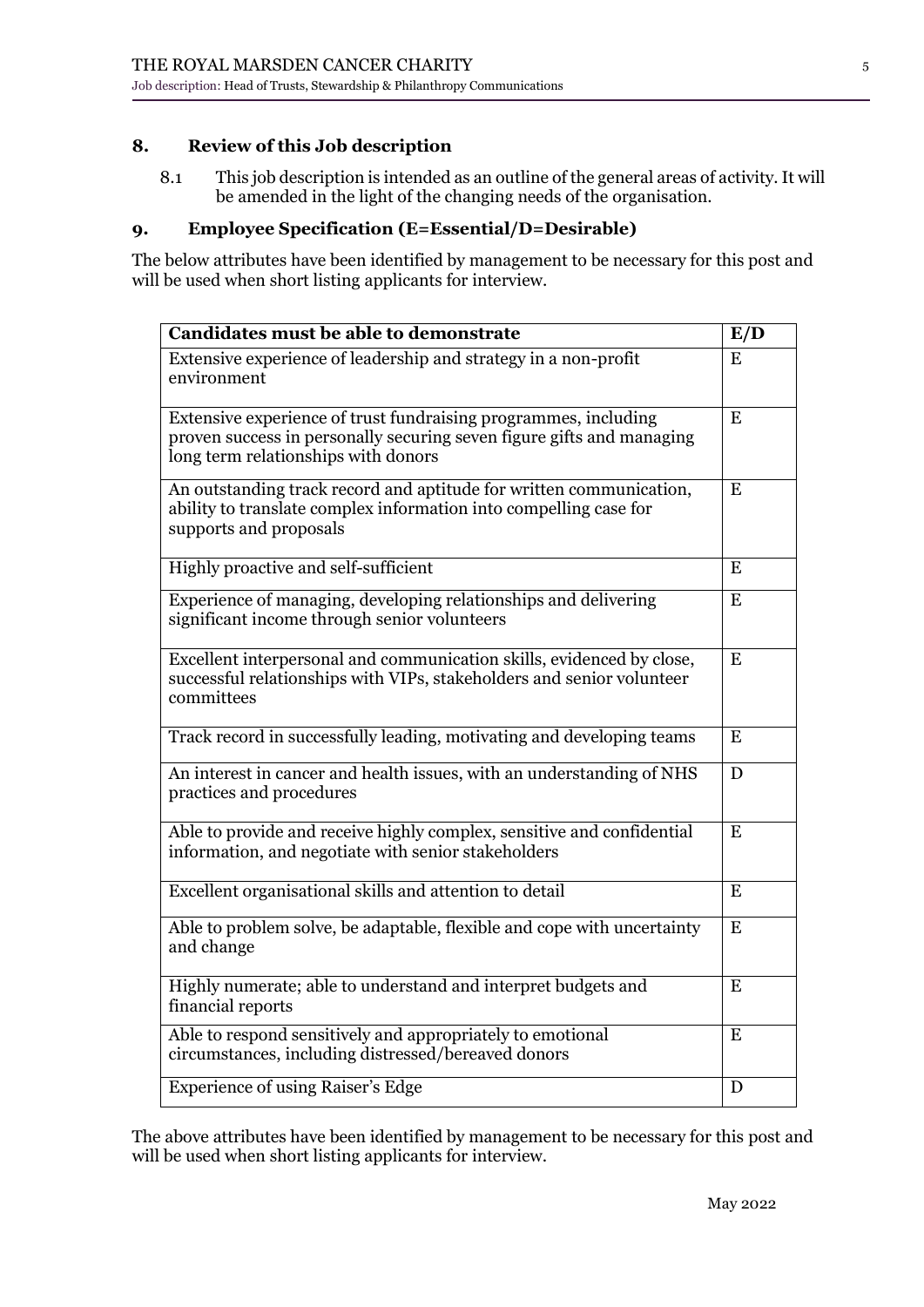## 8. Review of this Job description

8.1 This job description is intended as an outline of the general areas of activity. It will be amended in the light of the changing needs of the organisation.

## 9. Employee Specification (E=Essential/D=Desirable)

The below attributes have been identified by management to be necessary for this post and will be used when short listing applicants for interview.

| Candidates must be able to demonstrate | E/D |
|---|---|
| Extensive experience of leadership and strategy in a non-profit environment | E |
| Extensive experience of trust fundraising programmes, including proven success in personally securing seven figure gifts and managing long term relationships with donors | E |
| An outstanding track record and aptitude for written communication, ability to translate complex information into compelling case for supports and proposals | E |
| Highly proactive and self-sufficient | E |
| Experience of managing, developing relationships and delivering significant income through senior volunteers | E |
| Excellent interpersonal and communication skills, evidenced by close, successful relationships with VIPs, stakeholders and senior volunteer committees | E |
| Track record in successfully leading, motivating and developing teams | E |
| An interest in cancer and health issues, with an understanding of NHS practices and procedures | D |
| Able to provide and receive highly complex, sensitive and confidential information, and negotiate with senior stakeholders | E |
| Excellent organisational skills and attention to detail | E |
| Able to problem solve, be adaptable, flexible and cope with uncertainty and change | E |
| Highly numerate; able to understand and interpret budgets and financial reports | E |
| Able to respond sensitively and appropriately to emotional circumstances, including distressed/bereaved donors | E |
| Experience of using Raiser's Edge | D |

The above attributes have been identified by management to be necessary for this post and will be used when short listing applicants for interview.

May 2022